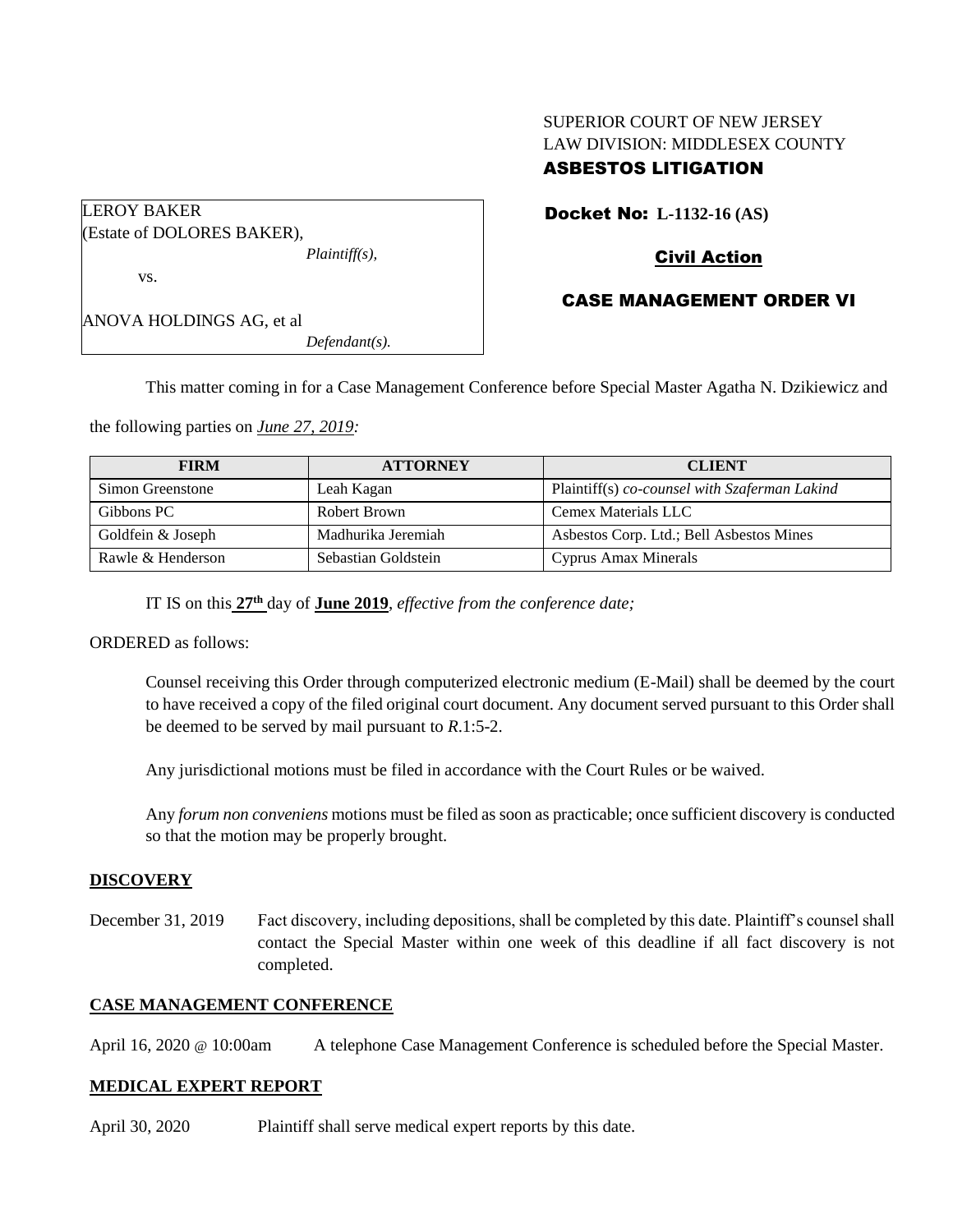SUPERIOR COURT OF NEW JERSEY
LAW DIVISION: MIDDLESEX COUNTY
**ASBESTOS LITIGATION**

LEROY BAKER
(Estate of DOLORES BAKER),
*Plaintiff(s),*
vs.
ANOVA HOLDINGS AG, et al
*Defendant(s).*

**Docket No: L-1132-16 (AS)**

**Civil Action**

**CASE MANAGEMENT ORDER VI**

This matter coming in for a Case Management Conference before Special Master Agatha N. Dzikiewicz and the following parties on *June 27, 2019:*

| FIRM | ATTORNEY | CLIENT |
| --- | --- | --- |
| Simon Greenstone | Leah Kagan | Plaintiff(s) *co-counsel with Szaferman Lakind* |
| Gibbons PC | Robert Brown | Cemex Materials LLC |
| Goldfein & Joseph | Madhurika Jeremiah | Asbestos Corp. Ltd.; Bell Asbestos Mines |
| Rawle & Henderson | Sebastian Goldstein | Cyprus Amax Minerals |

IT IS on this **27th** day of **June 2019**, *effective from the conference date;*

ORDERED as follows:

Counsel receiving this Order through computerized electronic medium (E-Mail) shall be deemed by the court to have received a copy of the filed original court document. Any document served pursuant to this Order shall be deemed to be served by mail pursuant to *R*.1:5-2.

Any jurisdictional motions must be filed in accordance with the Court Rules or be waived.

Any *forum non conveniens* motions must be filed as soon as practicable; once sufficient discovery is conducted so that the motion may be properly brought.

## DISCOVERY

December 31, 2019 — Fact discovery, including depositions, shall be completed by this date. Plaintiff's counsel shall contact the Special Master within one week of this deadline if all fact discovery is not completed.

## CASE MANAGEMENT CONFERENCE

April 16, 2020 @ 10:00am — A telephone Case Management Conference is scheduled before the Special Master.

## MEDICAL EXPERT REPORT

April 30, 2020 — Plaintiff shall serve medical expert reports by this date.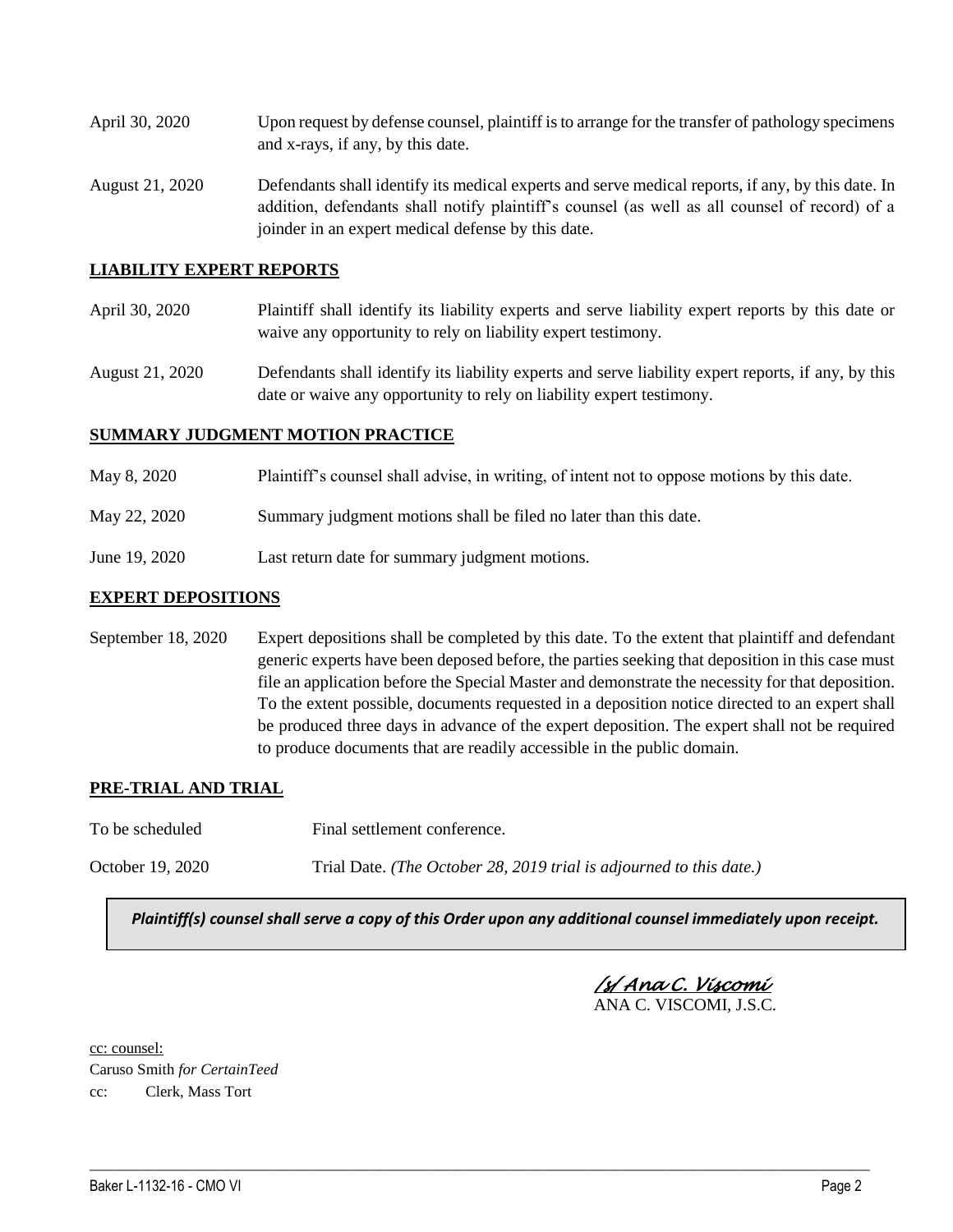| | |
|---|---|
| April 30, 2020 | Upon request by defense counsel, plaintiff is to arrange for the transfer of pathology specimens and x-rays, if any, by this date. |
| August 21, 2020 | Defendants shall identify its medical experts and serve medical reports, if any, by this date. In addition, defendants shall notify plaintiff's counsel (as well as all counsel of record) of a joinder in an expert medical defense by this date. |

**LIABILITY EXPERT REPORTS**

| | |
|---|---|
| April 30, 2020 | Plaintiff shall identify its liability experts and serve liability expert reports by this date or waive any opportunity to rely on liability expert testimony. |
| August 21, 2020 | Defendants shall identify its liability experts and serve liability expert reports, if any, by this date or waive any opportunity to rely on liability expert testimony. |

**SUMMARY JUDGMENT MOTION PRACTICE**

| | |
|---|---|
| May 8, 2020 | Plaintiff's counsel shall advise, in writing, of intent not to oppose motions by this date. |
| May 22, 2020 | Summary judgment motions shall be filed no later than this date. |
| June 19, 2020 | Last return date for summary judgment motions. |

**EXPERT DEPOSITIONS**

| | |
|---|---|
| September 18, 2020 | Expert depositions shall be completed by this date. To the extent that plaintiff and defendant generic experts have been deposed before, the parties seeking that deposition in this case must file an application before the Special Master and demonstrate the necessity for that deposition. To the extent possible, documents requested in a deposition notice directed to an expert shall be produced three days in advance of the expert deposition. The expert shall not be required to produce documents that are readily accessible in the public domain. |

**PRE-TRIAL AND TRIAL**

| | |
|---|---|
| To be scheduled | Final settlement conference. |
| October 19, 2020 | Trial Date. *(The October 28, 2019 trial is adjourned to this date.)* |

***Plaintiff(s) counsel shall serve a copy of this Order upon any additional counsel immediately upon receipt.***

*/s/ Ana C. Viscomi*
ANA C. VISCOMI, J.S.C.

cc: counsel:
Caruso Smith *for CertainTeed*
cc: Clerk, Mass Tort

Baker L-1132-16 - CMO VI